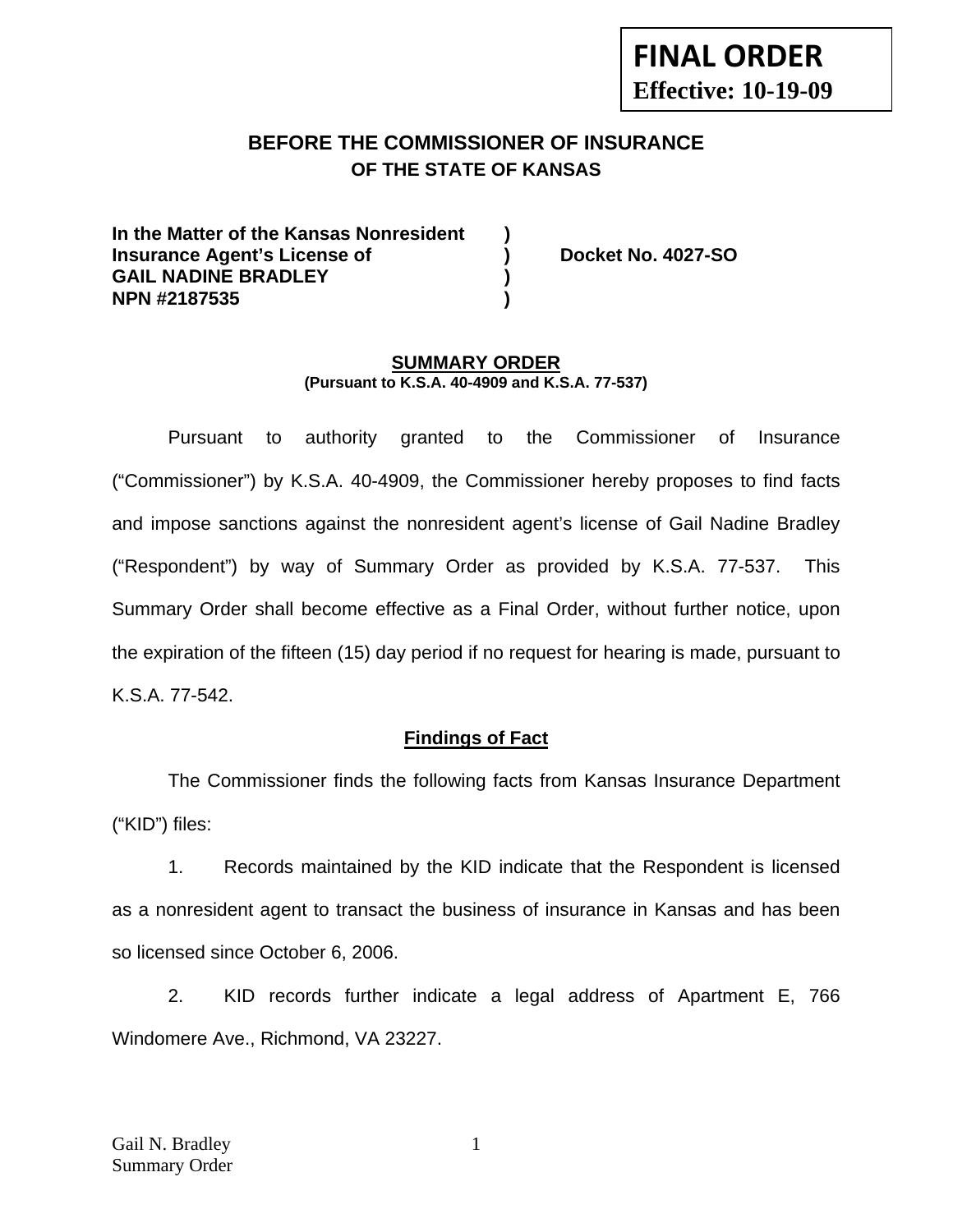**FINAL ORDER**
**Effective: 10-19-09**

## BEFORE THE COMMISSIONER OF INSURANCE
### OF THE STATE OF KANSAS

**In the Matter of the Kansas Nonresident )**
**Insurance Agent's License of ) Docket No. 4027-SO**
**GAIL NADINE BRADLEY )**
**NPN #2187535 )**

### SUMMARY ORDER
**(Pursuant to K.S.A. 40-4909 and K.S.A. 77-537)**

Pursuant to authority granted to the Commissioner of Insurance ("Commissioner") by K.S.A. 40-4909, the Commissioner hereby proposes to find facts and impose sanctions against the nonresident agent's license of Gail Nadine Bradley ("Respondent") by way of Summary Order as provided by K.S.A. 77-537. This Summary Order shall become effective as a Final Order, without further notice, upon the expiration of the fifteen (15) day period if no request for hearing is made, pursuant to K.S.A. 77-542.

### Findings of Fact

The Commissioner finds the following facts from Kansas Insurance Department ("KID") files:

1. Records maintained by the KID indicate that the Respondent is licensed as a nonresident agent to transact the business of insurance in Kansas and has been so licensed since October 6, 2006.

2. KID records further indicate a legal address of Apartment E, 766 Windomere Ave., Richmond, VA 23227.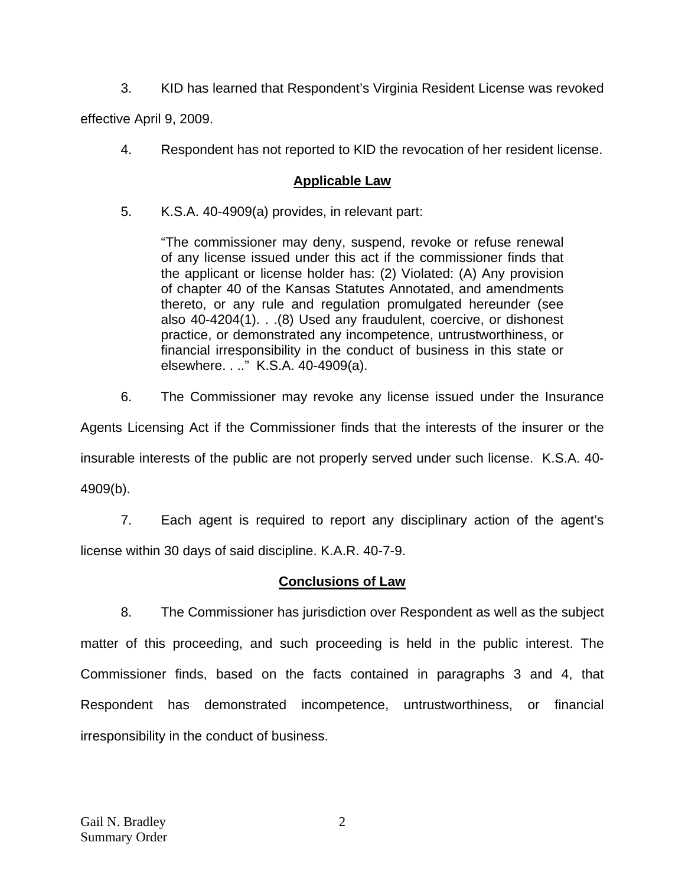3. KID has learned that Respondent's Virginia Resident License was revoked effective April 9, 2009.

4. Respondent has not reported to KID the revocation of her resident license.

## Applicable Law

5. K.S.A. 40-4909(a) provides, in relevant part:

> "The commissioner may deny, suspend, revoke or refuse renewal of any license issued under this act if the commissioner finds that the applicant or license holder has: (2) Violated: (A) Any provision of chapter 40 of the Kansas Statutes Annotated, and amendments thereto, or any rule and regulation promulgated hereunder (see also 40-4204(1). . .(8) Used any fraudulent, coercive, or dishonest practice, or demonstrated any incompetence, untrustworthiness, or financial irresponsibility in the conduct of business in this state or elsewhere. . .." K.S.A. 40-4909(a).

6. The Commissioner may revoke any license issued under the Insurance Agents Licensing Act if the Commissioner finds that the interests of the insurer or the insurable interests of the public are not properly served under such license. K.S.A. 40-4909(b).

7. Each agent is required to report any disciplinary action of the agent's license within 30 days of said discipline. K.A.R. 40-7-9.

## Conclusions of Law

8. The Commissioner has jurisdiction over Respondent as well as the subject matter of this proceeding, and such proceeding is held in the public interest. The Commissioner finds, based on the facts contained in paragraphs 3 and 4, that Respondent has demonstrated incompetence, untrustworthiness, or financial irresponsibility in the conduct of business.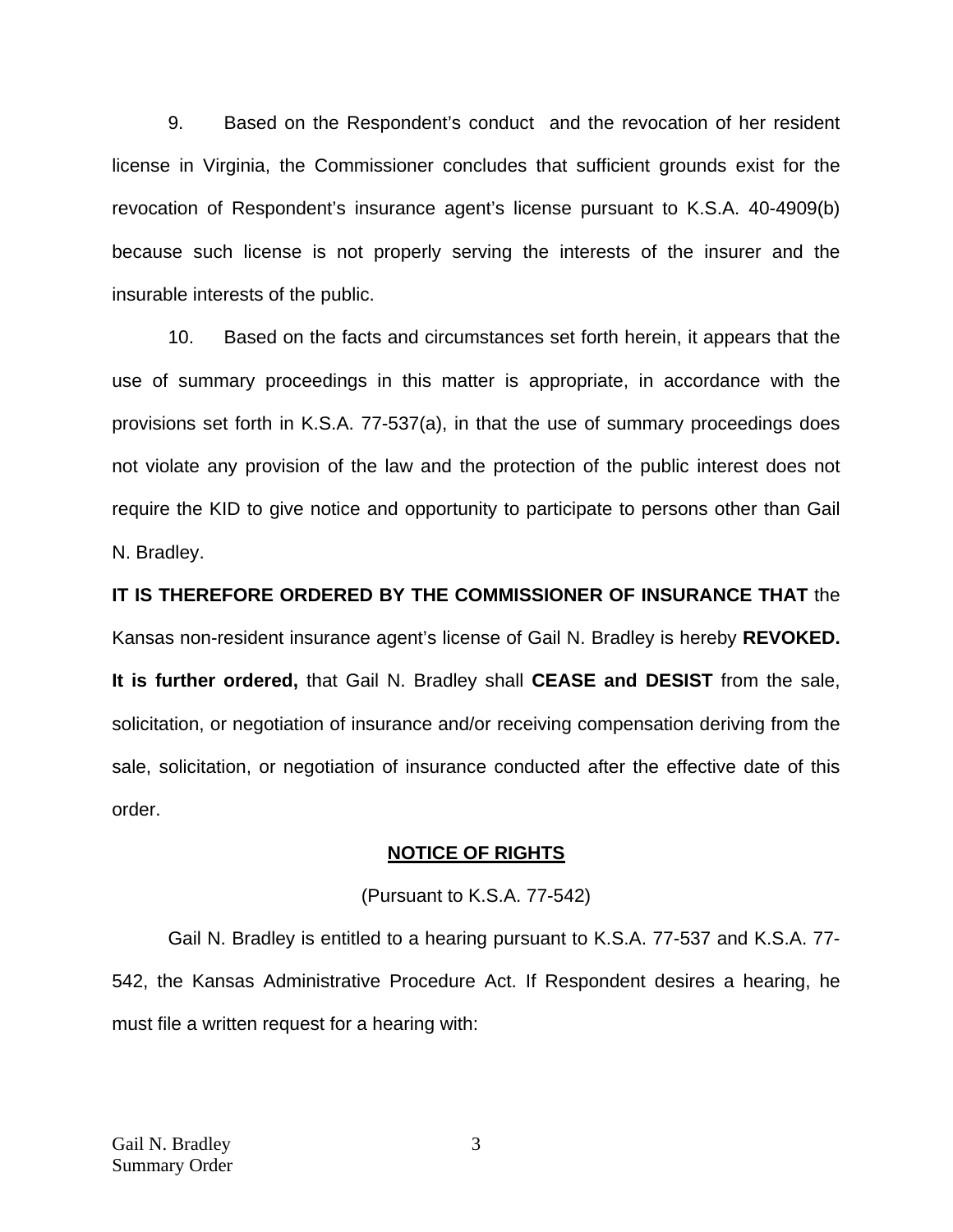9. Based on the Respondent's conduct and the revocation of her resident license in Virginia, the Commissioner concludes that sufficient grounds exist for the revocation of Respondent's insurance agent's license pursuant to K.S.A. 40-4909(b) because such license is not properly serving the interests of the insurer and the insurable interests of the public.

10. Based on the facts and circumstances set forth herein, it appears that the use of summary proceedings in this matter is appropriate, in accordance with the provisions set forth in K.S.A. 77-537(a), in that the use of summary proceedings does not violate any provision of the law and the protection of the public interest does not require the KID to give notice and opportunity to participate to persons other than Gail N. Bradley.

**IT IS THEREFORE ORDERED BY THE COMMISSIONER OF INSURANCE THAT** the Kansas non-resident insurance agent's license of Gail N. Bradley is hereby **REVOKED. It is further ordered,** that Gail N. Bradley shall **CEASE and DESIST** from the sale, solicitation, or negotiation of insurance and/or receiving compensation deriving from the sale, solicitation, or negotiation of insurance conducted after the effective date of this order.

## NOTICE OF RIGHTS

(Pursuant to K.S.A. 77-542)

Gail N. Bradley is entitled to a hearing pursuant to K.S.A. 77-537 and K.S.A. 77-542, the Kansas Administrative Procedure Act. If Respondent desires a hearing, he must file a written request for a hearing with: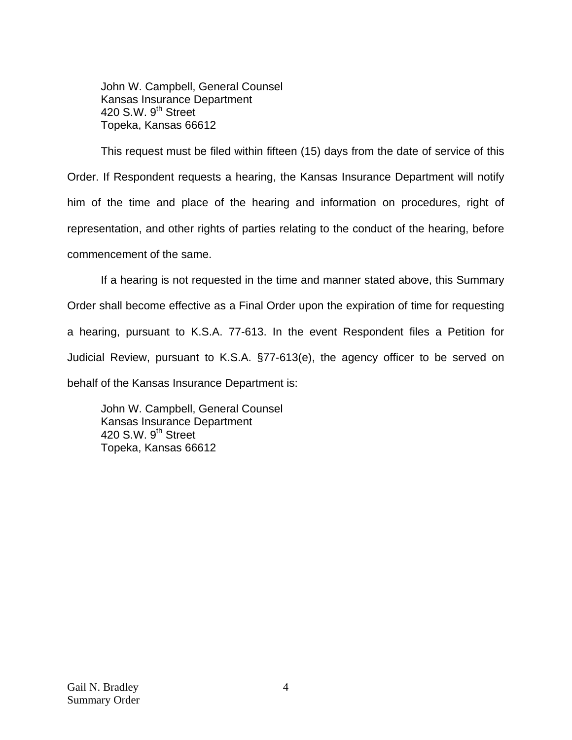John W. Campbell, General Counsel
Kansas Insurance Department
420 S.W. 9th Street
Topeka, Kansas 66612

This request must be filed within fifteen (15) days from the date of service of this Order. If Respondent requests a hearing, the Kansas Insurance Department will notify him of the time and place of the hearing and information on procedures, right of representation, and other rights of parties relating to the conduct of the hearing, before commencement of the same.

If a hearing is not requested in the time and manner stated above, this Summary Order shall become effective as a Final Order upon the expiration of time for requesting a hearing, pursuant to K.S.A. 77-613. In the event Respondent files a Petition for Judicial Review, pursuant to K.S.A. §77-613(e), the agency officer to be served on behalf of the Kansas Insurance Department is:

John W. Campbell, General Counsel
Kansas Insurance Department
420 S.W. 9th Street
Topeka, Kansas 66612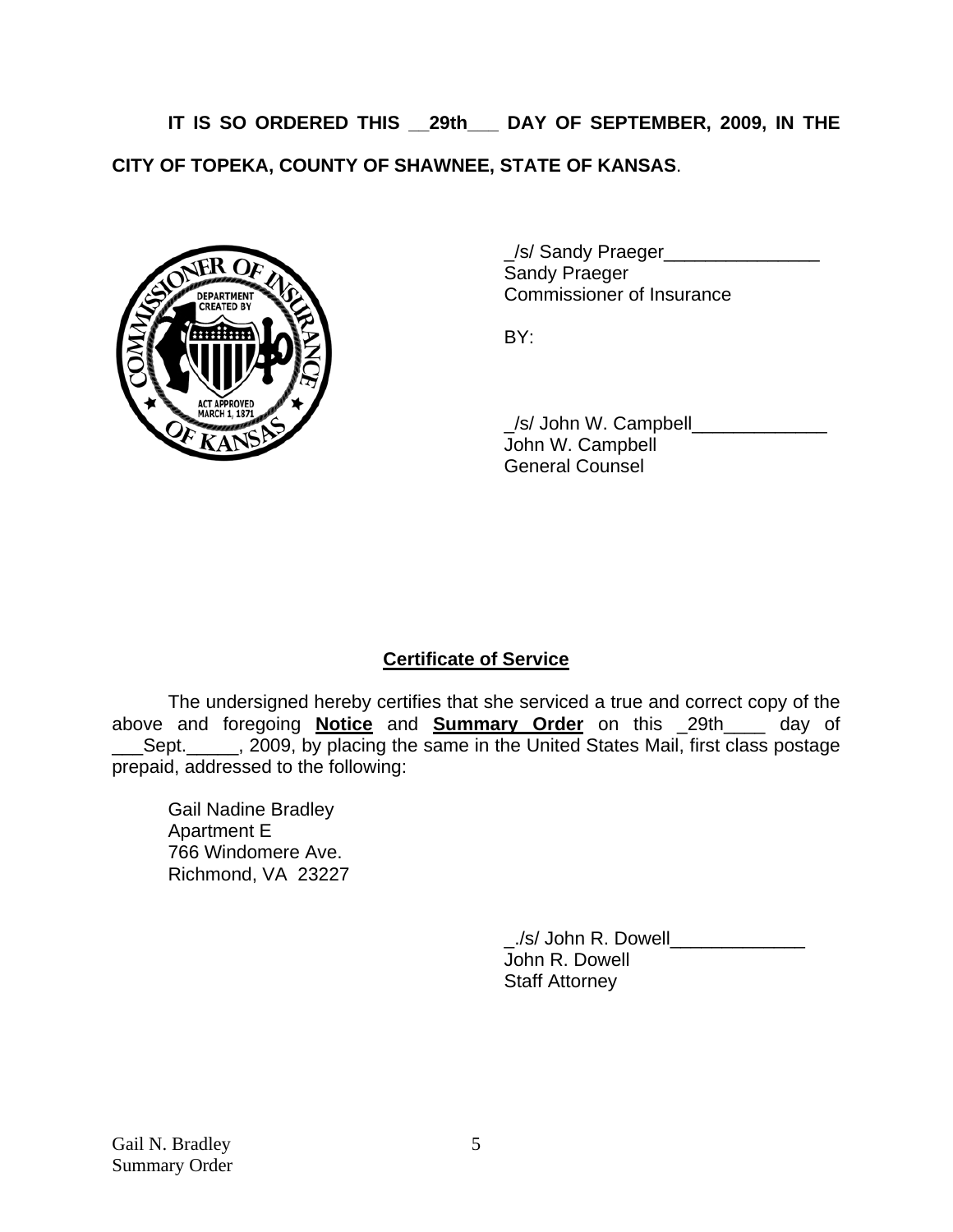**IT IS SO ORDERED THIS __29th___ DAY OF SEPTEMBER, 2009, IN THE CITY OF TOPEKA, COUNTY OF SHAWNEE, STATE OF KANSAS**.

_/s/ Sandy Praeger_______________
Sandy Praeger
Commissioner of Insurance

BY:

_/s/ John W. Campbell_____________
John W. Campbell
General Counsel

## Certificate of Service

The undersigned hereby certifies that she serviced a true and correct copy of the above and foregoing **Notice** and **Summary Order** on this _29th____ day of ___Sept._____, 2009, by placing the same in the United States Mail, first class postage prepaid, addressed to the following:

Gail Nadine Bradley
Apartment E
766 Windomere Ave.
Richmond, VA 23227

_./s/ John R. Dowell_____________
John R. Dowell
Staff Attorney